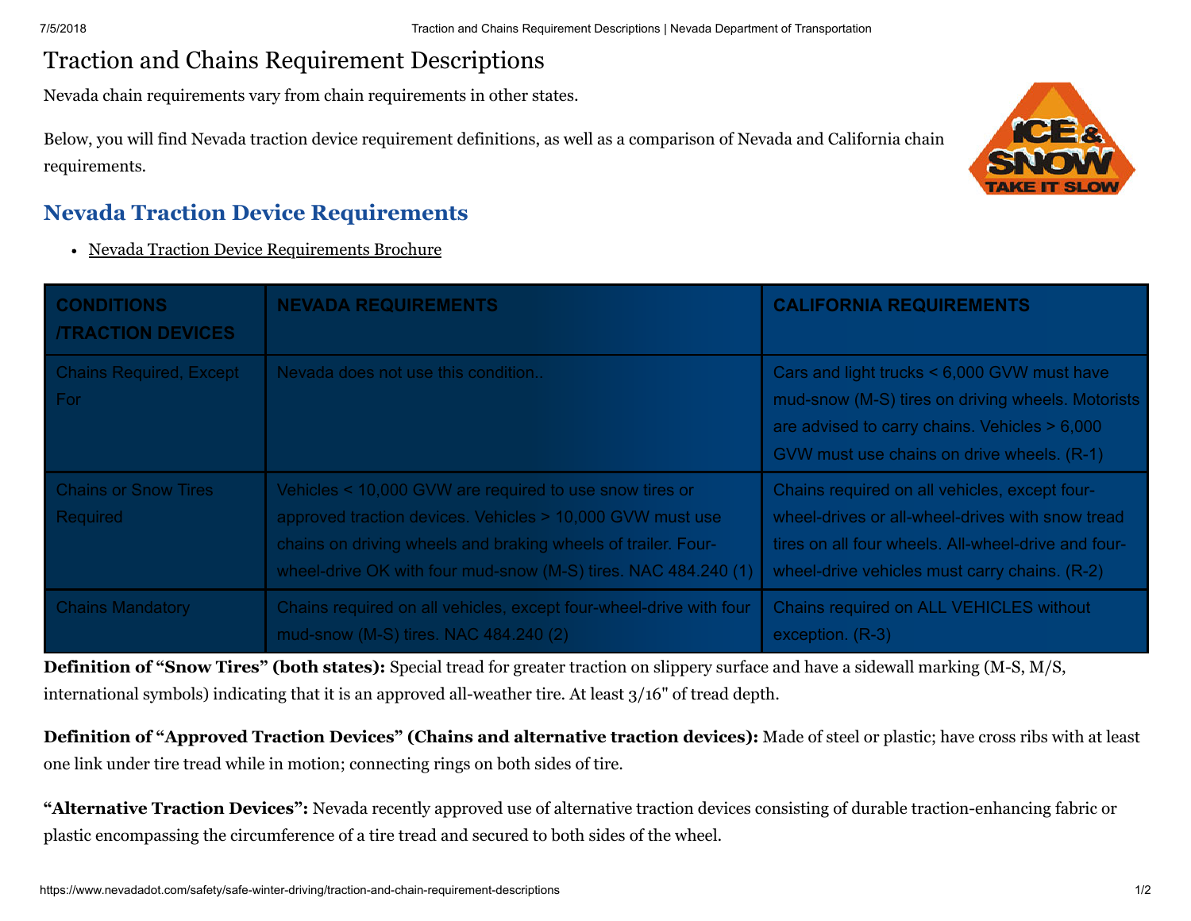# Traction and Chains Requirement Descriptions

Nevada chain requirements vary from chain requirements in other states.

Below, you will find Nevada traction device requirement definitions, as well as a comparison of Nevada and California chain requirements.

## Nevada Traction Device Requirements

- Nevada Traction Device Requirements Brochure

| CONDITIONS /TRACTION DEVICES | NEVADA REQUIREMENTS | CALIFORNIA REQUIREMENTS |
|---|---|---|
| Chains Required, Except For | Nevada does not use this condition.. | Cars and light trucks < 6,000 GVW must have mud-snow (M-S) tires on driving wheels. Motorists are advised to carry chains. Vehicles > 6,000 GVW must use chains on drive wheels. (R-1) |
| Chains or Snow Tires Required | Vehicles < 10,000 GVW are required to use snow tires or approved traction devices. Vehicles > 10,000 GVW must use chains on driving wheels and braking wheels of trailer. Four-wheel-drive OK with four mud-snow (M-S) tires. NAC 484.240 (1) | Chains required on all vehicles, except four-wheel-drives or all-wheel-drives with snow tread tires on all four wheels. All-wheel-drive and four-wheel-drive vehicles must carry chains. (R-2) |
| Chains Mandatory | Chains required on all vehicles, except four-wheel-drive with four mud-snow (M-S) tires. NAC 484.240 (2) | Chains required on ALL VEHICLES without exception. (R-3) |

**Definition of "Snow Tires" (both states):** Special tread for greater traction on slippery surface and have a sidewall marking (M-S, M/S, international symbols) indicating that it is an approved all-weather tire. At least 3/16" of tread depth.

**Definition of "Approved Traction Devices" (Chains and alternative traction devices):** Made of steel or plastic; have cross ribs with at least one link under tire tread while in motion; connecting rings on both sides of tire.

**"Alternative Traction Devices":** Nevada recently approved use of alternative traction devices consisting of durable traction-enhancing fabric or plastic encompassing the circumference of a tire tread and secured to both sides of the wheel.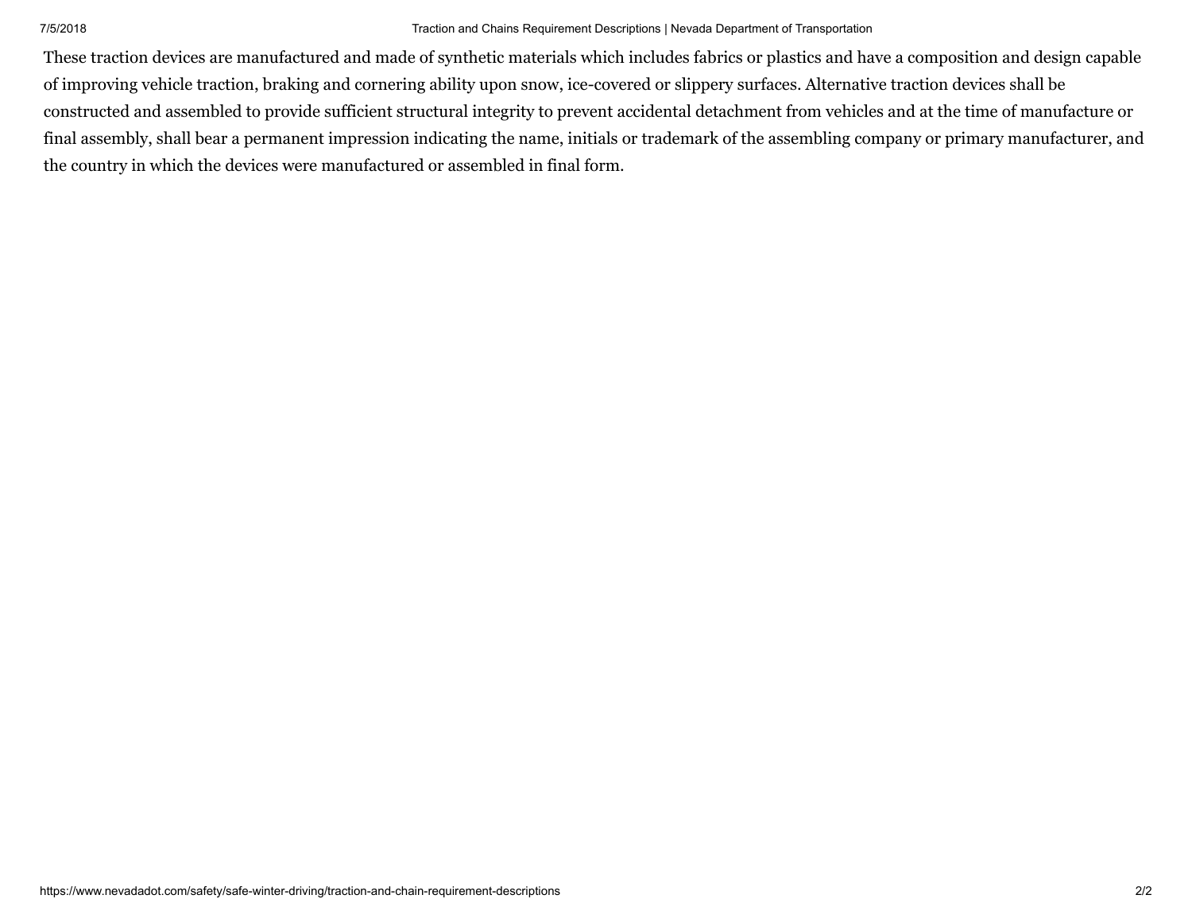These traction devices are manufactured and made of synthetic materials which includes fabrics or plastics and have a composition and design capable of improving vehicle traction, braking and cornering ability upon snow, ice-covered or slippery surfaces. Alternative traction devices shall be constructed and assembled to provide sufficient structural integrity to prevent accidental detachment from vehicles and at the time of manufacture or final assembly, shall bear a permanent impression indicating the name, initials or trademark of the assembling company or primary manufacturer, and the country in which the devices were manufactured or assembled in final form.